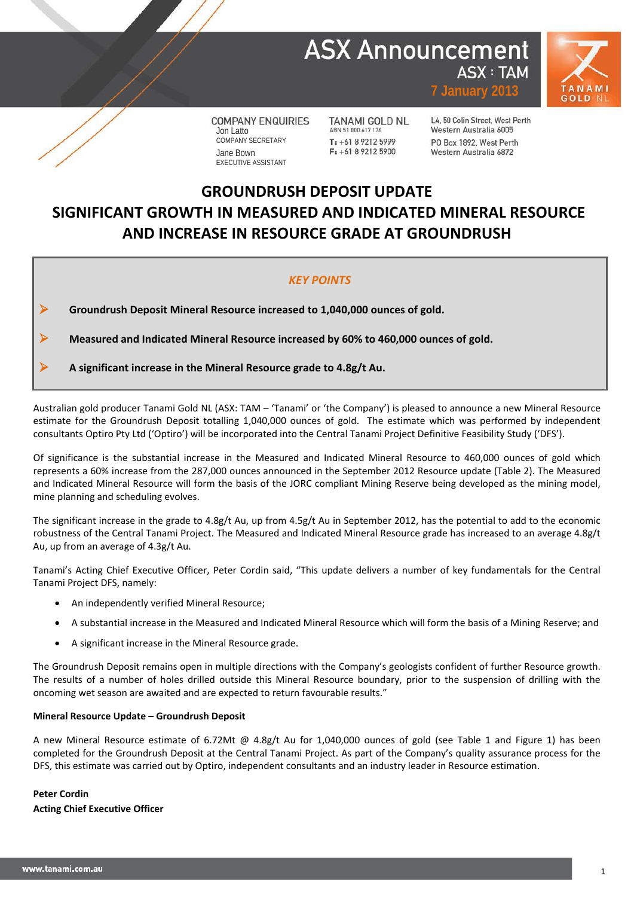# ASX Announcement

ASX : TAM

7 January 2013

COMPANY ENQUIRIES
Jon Latto
COMPANY SECRETARY
Jane Bown
EXECUTIVE ASSISTANT

TANAMI GOLD NL
ABN 51 000 617 176
T: +61 8 9212 5999
F: +61 8 9212 5900

L4, 50 Colin Street, West Perth
Western Australia 6005
PO Box 1892, West Perth
Western Australia 6872

## GROUNDRUSH DEPOSIT UPDATE
## SIGNIFICANT GROWTH IN MEASURED AND INDICATED MINERAL RESOURCE AND INCREASE IN RESOURCE GRADE AT GROUNDRUSH

***KEY POINTS***

- **Groundrush Deposit Mineral Resource increased to 1,040,000 ounces of gold.**
- **Measured and Indicated Mineral Resource increased by 60% to 460,000 ounces of gold.**
- **A significant increase in the Mineral Resource grade to 4.8g/t Au.**

Australian gold producer Tanami Gold NL (ASX: TAM – 'Tanami' or 'the Company') is pleased to announce a new Mineral Resource estimate for the Groundrush Deposit totalling 1,040,000 ounces of gold. The estimate which was performed by independent consultants Optiro Pty Ltd ('Optiro') will be incorporated into the Central Tanami Project Definitive Feasibility Study ('DFS').

Of significance is the substantial increase in the Measured and Indicated Mineral Resource to 460,000 ounces of gold which represents a 60% increase from the 287,000 ounces announced in the September 2012 Resource update (Table 2). The Measured and Indicated Mineral Resource will form the basis of the JORC compliant Mining Reserve being developed as the mining model, mine planning and scheduling evolves.

The significant increase in the grade to 4.8g/t Au, up from 4.5g/t Au in September 2012, has the potential to add to the economic robustness of the Central Tanami Project. The Measured and Indicated Mineral Resource grade has increased to an average 4.8g/t Au, up from an average of 4.3g/t Au.

Tanami's Acting Chief Executive Officer, Peter Cordin said, "This update delivers a number of key fundamentals for the Central Tanami Project DFS, namely:

- An independently verified Mineral Resource;
- A substantial increase in the Measured and Indicated Mineral Resource which will form the basis of a Mining Reserve; and
- A significant increase in the Mineral Resource grade.

The Groundrush Deposit remains open in multiple directions with the Company's geologists confident of further Resource growth. The results of a number of holes drilled outside this Mineral Resource boundary, prior to the suspension of drilling with the oncoming wet season are awaited and are expected to return favourable results."

**Mineral Resource Update – Groundrush Deposit**

A new Mineral Resource estimate of 6.72Mt @ 4.8g/t Au for 1,040,000 ounces of gold (see Table 1 and Figure 1) has been completed for the Groundrush Deposit at the Central Tanami Project. As part of the Company's quality assurance process for the DFS, this estimate was carried out by Optiro, independent consultants and an industry leader in Resource estimation.

**Peter Cordin**
**Acting Chief Executive Officer**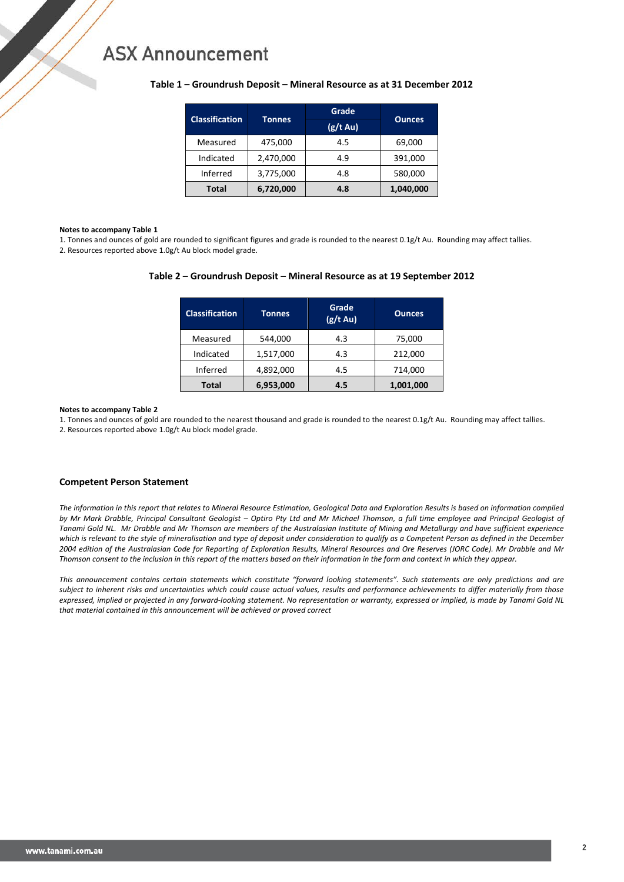**Table 1 – Groundrush Deposit – Mineral Resource as at 31 December 2012**

| Classification | Tonnes | Grade (g/t Au) | Ounces |
|---|---|---|---|
| Measured | 475,000 | 4.5 | 69,000 |
| Indicated | 2,470,000 | 4.9 | 391,000 |
| Inferred | 3,775,000 | 4.8 | 580,000 |
| **Total** | **6,720,000** | **4.8** | **1,040,000** |

**Notes to accompany Table 1**

1. Tonnes and ounces of gold are rounded to significant figures and grade is rounded to the nearest 0.1g/t Au. Rounding may affect tallies.
2. Resources reported above 1.0g/t Au block model grade.

**Table 2 – Groundrush Deposit – Mineral Resource as at 19 September 2012**

| Classification | Tonnes | Grade (g/t Au) | Ounces |
|---|---|---|---|
| Measured | 544,000 | 4.3 | 75,000 |
| Indicated | 1,517,000 | 4.3 | 212,000 |
| Inferred | 4,892,000 | 4.5 | 714,000 |
| **Total** | **6,953,000** | **4.5** | **1,001,000** |

**Notes to accompany Table 2**

1. Tonnes and ounces of gold are rounded to the nearest thousand and grade is rounded to the nearest 0.1g/t Au. Rounding may affect tallies.
2. Resources reported above 1.0g/t Au block model grade.

### Competent Person Statement

*The information in this report that relates to Mineral Resource Estimation, Geological Data and Exploration Results is based on information compiled by Mr Mark Drabble, Principal Consultant Geologist – Optiro Pty Ltd and Mr Michael Thomson, a full time employee and Principal Geologist of Tanami Gold NL. Mr Drabble and Mr Thomson are members of the Australasian Institute of Mining and Metallurgy and have sufficient experience which is relevant to the style of mineralisation and type of deposit under consideration to qualify as a Competent Person as defined in the December 2004 edition of the Australasian Code for Reporting of Exploration Results, Mineral Resources and Ore Reserves (JORC Code). Mr Drabble and Mr Thomson consent to the inclusion in this report of the matters based on their information in the form and context in which they appear.*

*This announcement contains certain statements which constitute "forward looking statements". Such statements are only predictions and are subject to inherent risks and uncertainties which could cause actual values, results and performance achievements to differ materially from those expressed, implied or projected in any forward-looking statement. No representation or warranty, expressed or implied, is made by Tanami Gold NL that material contained in this announcement will be achieved or proved correct*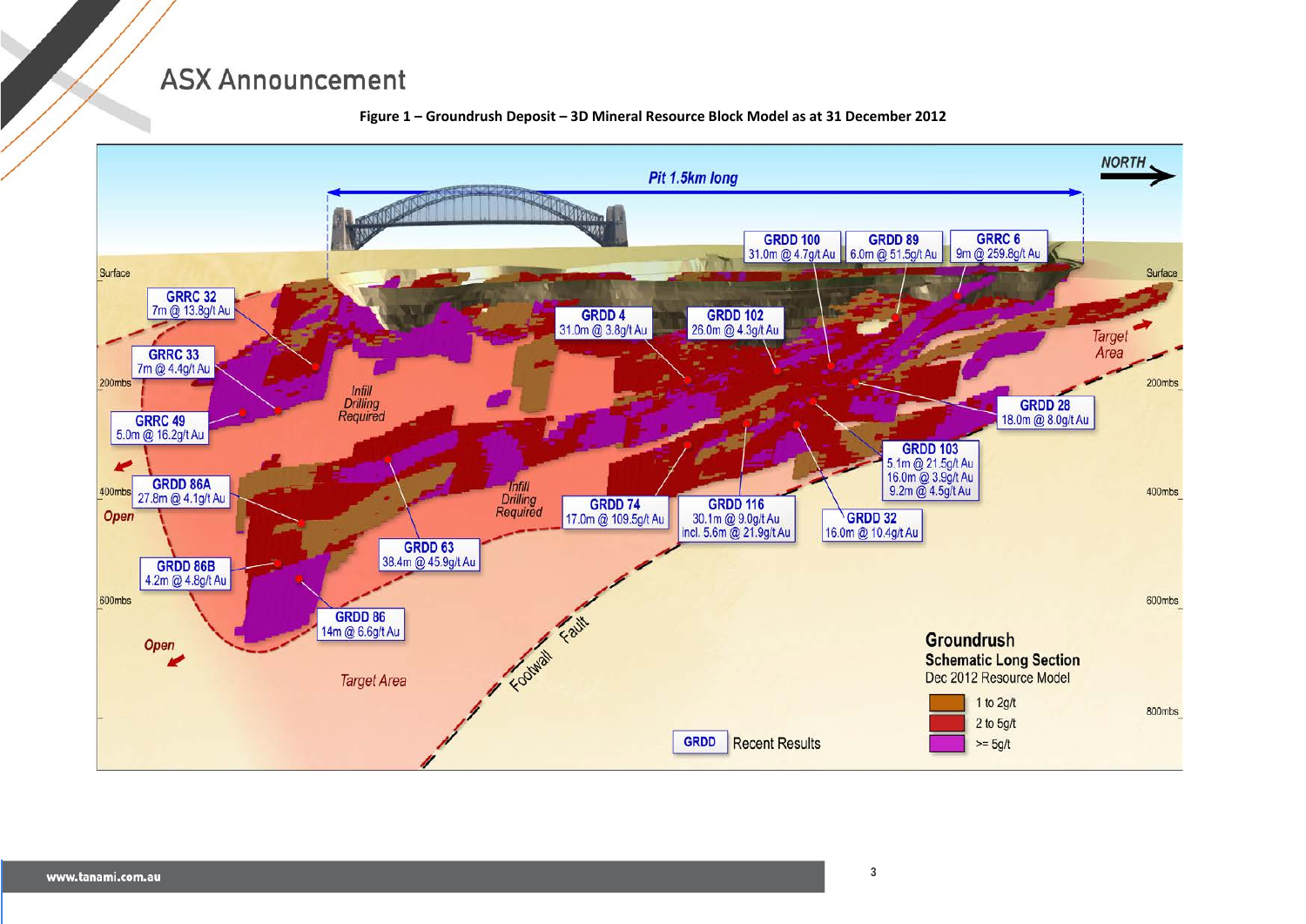Figure 1 – Groundrush Deposit – 3D Mineral Resource Block Model as at 31 December 2012

NORTH

Pit 1.5km long

Surface

200mbs

400mbs

600mbs

800mbs

GRRC 32
7m @ 13.8g/t Au

GRRC 33
7m @ 4.4g/t Au

GRRC 49
5.0m @ 16.2g/t Au

GRDD 86A
27.8m @ 4.1g/t Au

GRDD 86B
4.2m @ 4.8g/t Au

GRDD 86
14m @ 6.6g/t Au

GRDD 63
38.4m @ 45.9g/t Au

GRDD 4
31.0m @ 3.8g/t Au

GRDD 102
26.0m @ 4.3g/t Au

GRDD 100
31.0m @ 4.7g/t Au

GRDD 89
6.0m @ 51.5g/t Au

GRRC 6
9m @ 259.8g/t Au

GRDD 28
18.0m @ 8.0g/t Au

GRDD 103
5.1m @ 21.5g/t Au
16.0m @ 3.9g/t Au
9.2m @ 4.5g/t Au

GRDD 74
17.0m @ 109.5g/t Au

GRDD 116
30.1m @ 9.0g/t Au
incl. 5.6m @ 21.9g/t Au

GRDD 32
16.0m @ 10.4g/t Au

Infill Drilling Required

Infill Drilling Required

Open

Open

Target Area

Target Area

Footwall Fault

Groundrush
Schematic Long Section
Dec 2012 Resource Model

1 to 2g/t

2 to 5g/t

>= 5g/t

GRDD Recent Results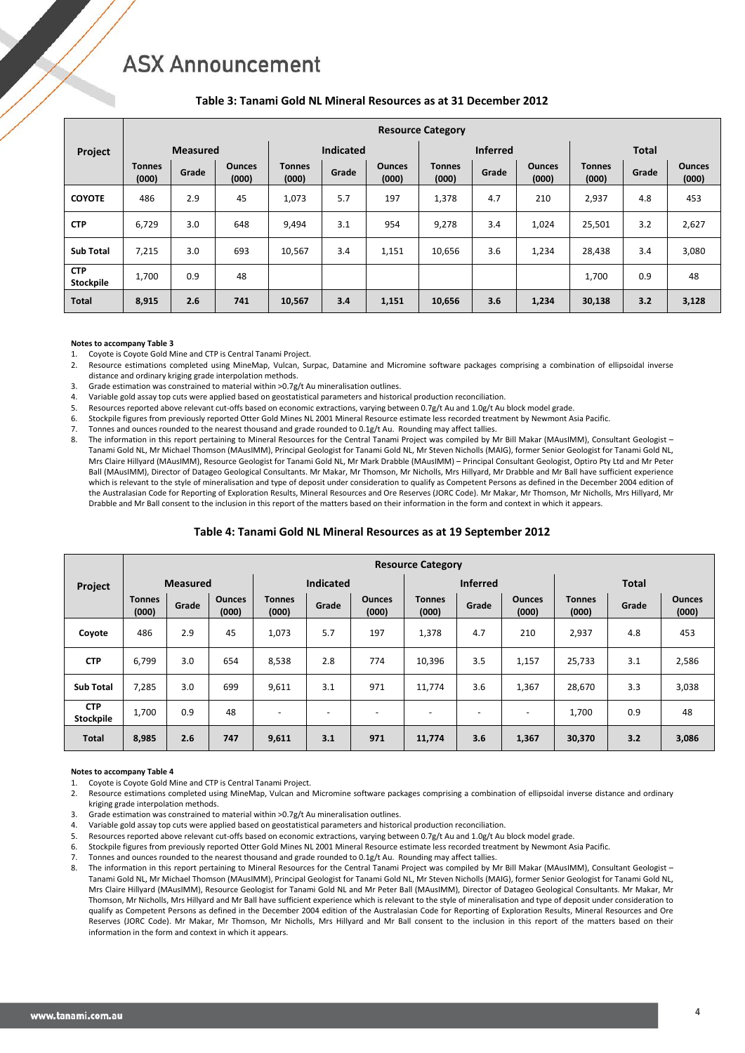# ASX Announcement

### Table 3: Tanami Gold NL Mineral Resources as at 31 December 2012

| Project | Resource Category | | | | | | | | | | | |
|---|---|---|---|---|---|---|---|---|---|---|---|---|
| | Measured | | | Indicated | | | Inferred | | | Total | | |
| | Tonnes (000) | Grade | Ounces (000) | Tonnes (000) | Grade | Ounces (000) | Tonnes (000) | Grade | Ounces (000) | Tonnes (000) | Grade | Ounces (000) |
| **COYOTE** | 486 | 2.9 | 45 | 1,073 | 5.7 | 197 | 1,378 | 4.7 | 210 | 2,937 | 4.8 | 453 |
| **CTP** | 6,729 | 3.0 | 648 | 9,494 | 3.1 | 954 | 9,278 | 3.4 | 1,024 | 25,501 | 3.2 | 2,627 |
| **Sub Total** | 7,215 | 3.0 | 693 | 10,567 | 3.4 | 1,151 | 10,656 | 3.6 | 1,234 | 28,438 | 3.4 | 3,080 |
| **CTP Stockpile** | 1,700 | 0.9 | 48 | | | | | | | 1,700 | 0.9 | 48 |
| **Total** | **8,915** | **2.6** | **741** | **10,567** | **3.4** | **1,151** | **10,656** | **3.6** | **1,234** | **30,138** | **3.2** | **3,128** |

**Notes to accompany Table 3**

1. Coyote is Coyote Gold Mine and CTP is Central Tanami Project.
2. Resource estimations completed using MineMap, Vulcan, Surpac, Datamine and Micromine software packages comprising a combination of ellipsoidal inverse distance and ordinary kriging grade interpolation methods.
3. Grade estimation was constrained to material within >0.7g/t Au mineralisation outlines.
4. Variable gold assay top cuts were applied based on geostatistical parameters and historical production reconciliation.
5. Resources reported above relevant cut-offs based on economic extractions, varying between 0.7g/t Au and 1.0g/t Au block model grade.
6. Stockpile figures from previously reported Otter Gold Mines NL 2001 Mineral Resource estimate less recorded treatment by Newmont Asia Pacific.
7. Tonnes and ounces rounded to the nearest thousand and grade rounded to 0.1g/t Au. Rounding may affect tallies.
8. The information in this report pertaining to Mineral Resources for the Central Tanami Project was compiled by Mr Bill Makar (MAusIMM), Consultant Geologist – Tanami Gold NL, Mr Michael Thomson (MAusIMM), Principal Geologist for Tanami Gold NL, Mr Steven Nicholls (MAIG), former Senior Geologist for Tanami Gold NL, Mrs Claire Hillyard (MAusIMM), Resource Geologist for Tanami Gold NL, Mr Mark Drabble (MAusIMM) – Principal Consultant Geologist, Optiro Pty Ltd and Mr Peter Ball (MAusIMM), Director of Datageo Geological Consultants. Mr Makar, Mr Thomson, Mr Nicholls, Mrs Hillyard, Mr Drabble and Mr Ball have sufficient experience which is relevant to the style of mineralisation and type of deposit under consideration to qualify as Competent Persons as defined in the December 2004 edition of the Australasian Code for Reporting of Exploration Results, Mineral Resources and Ore Reserves (JORC Code). Mr Makar, Mr Thomson, Mr Nicholls, Mrs Hillyard, Mr Drabble and Mr Ball consent to the inclusion in this report of the matters based on their information in the form and context in which it appears.

### Table 4: Tanami Gold NL Mineral Resources as at 19 September 2012

| Project | Resource Category | | | | | | | | | | | |
|---|---|---|---|---|---|---|---|---|---|---|---|---|
| | Measured | | | Indicated | | | Inferred | | | Total | | |
| | Tonnes (000) | Grade | Ounces (000) | Tonnes (000) | Grade | Ounces (000) | Tonnes (000) | Grade | Ounces (000) | Tonnes (000) | Grade | Ounces (000) |
| **Coyote** | 486 | 2.9 | 45 | 1,073 | 5.7 | 197 | 1,378 | 4.7 | 210 | 2,937 | 4.8 | 453 |
| **CTP** | 6,799 | 3.0 | 654 | 8,538 | 2.8 | 774 | 10,396 | 3.5 | 1,157 | 25,733 | 3.1 | 2,586 |
| **Sub Total** | 7,285 | 3.0 | 699 | 9,611 | 3.1 | 971 | 11,774 | 3.6 | 1,367 | 28,670 | 3.3 | 3,038 |
| **CTP Stockpile** | 1,700 | 0.9 | 48 | - | - | - | - | - | - | 1,700 | 0.9 | 48 |
| **Total** | **8,985** | **2.6** | **747** | **9,611** | **3.1** | **971** | **11,774** | **3.6** | **1,367** | **30,370** | **3.2** | **3,086** |

**Notes to accompany Table 4**

1. Coyote is Coyote Gold Mine and CTP is Central Tanami Project.
2. Resource estimations completed using MineMap, Vulcan and Micromine software packages comprising a combination of ellipsoidal inverse distance and ordinary kriging grade interpolation methods.
3. Grade estimation was constrained to material within >0.7g/t Au mineralisation outlines.
4. Variable gold assay top cuts were applied based on geostatistical parameters and historical production reconciliation.
5. Resources reported above relevant cut-offs based on economic extractions, varying between 0.7g/t Au and 1.0g/t Au block model grade.
6. Stockpile figures from previously reported Otter Gold Mines NL 2001 Mineral Resource estimate less recorded treatment by Newmont Asia Pacific.
7. Tonnes and ounces rounded to the nearest thousand and grade rounded to 0.1g/t Au. Rounding may affect tallies.
8. The information in this report pertaining to Mineral Resources for the Central Tanami Project was compiled by Mr Bill Makar (MAusIMM), Consultant Geologist – Tanami Gold NL, Mr Michael Thomson (MAusIMM), Principal Geologist for Tanami Gold NL, Mr Steven Nicholls (MAIG), former Senior Geologist for Tanami Gold NL, Mrs Claire Hillyard (MAusIMM), Resource Geologist for Tanami Gold NL and Mr Peter Ball (MAusIMM), Director of Datageo Geological Consultants. Mr Makar, Mr Thomson, Mr Nicholls, Mrs Hillyard and Mr Ball have sufficient experience which is relevant to the style of mineralisation and type of deposit under consideration to qualify as Competent Persons as defined in the December 2004 edition of the Australasian Code for Reporting of Exploration Results, Mineral Resources and Ore Reserves (JORC Code). Mr Makar, Mr Thomson, Mr Nicholls, Mrs Hillyard and Mr Ball consent to the inclusion in this report of the matters based on their information in the form and context in which it appears.

www.tanami.com.au